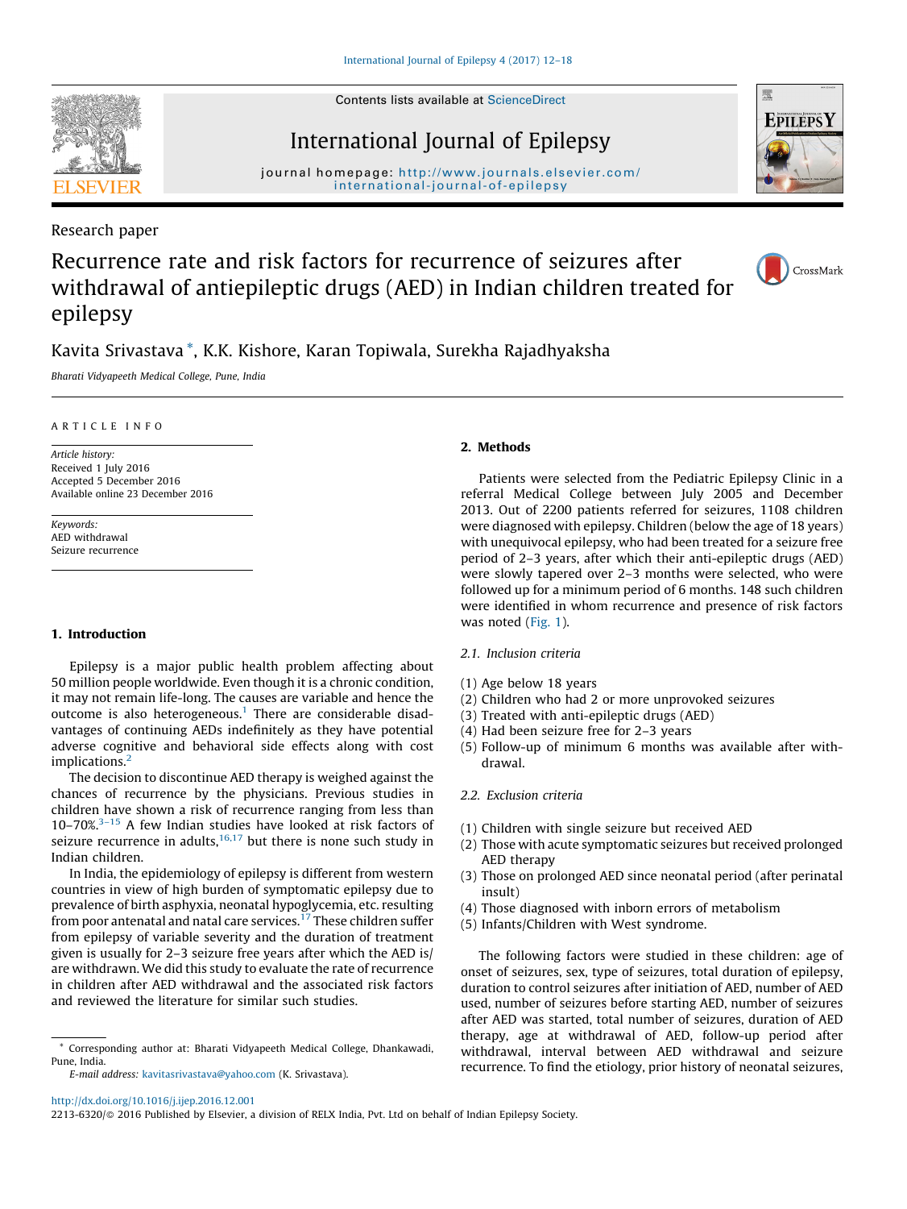Contents lists available at ScienceDirect

International Journal of Epilepsy

journal homepage: http://www.journals.elsevier.com/international-journal-of-epilepsy

Research paper

# Recurrence rate and risk factors for recurrence of seizures after withdrawal of antiepileptic drugs (AED) in Indian children treated for epilepsy

Kavita Srivastava*, K.K. Kishore, Karan Topiwala, Surekha Rajadhyaksha

*Bharati Vidyapeeth Medical College, Pune, India*

ARTICLE INFO

*Article history:*
Received 1 July 2016
Accepted 5 December 2016
Available online 23 December 2016

*Keywords:*
AED withdrawal
Seizure recurrence

## 1. Introduction

Epilepsy is a major public health problem affecting about 50 million people worldwide. Even though it is a chronic condition, it may not remain life-long. The causes are variable and hence the outcome is also heterogeneous.[1] There are considerable disadvantages of continuing AEDs indefinitely as they have potential adverse cognitive and behavioral side effects along with cost implications.[2]

The decision to discontinue AED therapy is weighed against the chances of recurrence by the physicians. Previous studies in children have shown a risk of recurrence ranging from less than 10–70%.[3–15] A few Indian studies have looked at risk factors of seizure recurrence in adults,[16,17] but there is none such study in Indian children.

In India, the epidemiology of epilepsy is different from western countries in view of high burden of symptomatic epilepsy due to prevalence of birth asphyxia, neonatal hypoglycemia, etc. resulting from poor antenatal and natal care services.[17] These children suffer from epilepsy of variable severity and the duration of treatment given is usually for 2–3 seizure free years after which the AED is/are withdrawn. We did this study to evaluate the rate of recurrence in children after AED withdrawal and the associated risk factors and reviewed the literature for similar such studies.

## 2. Methods

Patients were selected from the Pediatric Epilepsy Clinic in a referral Medical College between July 2005 and December 2013. Out of 2200 patients referred for seizures, 1108 children were diagnosed with epilepsy. Children (below the age of 18 years) with unequivocal epilepsy, who had been treated for a seizure free period of 2–3 years, after which their anti-epileptic drugs (AED) were slowly tapered over 2–3 months were selected, who were followed up for a minimum period of 6 months. 148 such children were identified in whom recurrence and presence of risk factors was noted (Fig. 1).

### 2.1. Inclusion criteria

(1) Age below 18 years
(2) Children who had 2 or more unprovoked seizures
(3) Treated with anti-epileptic drugs (AED)
(4) Had been seizure free for 2–3 years
(5) Follow-up of minimum 6 months was available after withdrawal.

### 2.2. Exclusion criteria

(1) Children with single seizure but received AED
(2) Those with acute symptomatic seizures but received prolonged AED therapy
(3) Those on prolonged AED since neonatal period (after perinatal insult)
(4) Those diagnosed with inborn errors of metabolism
(5) Infants/Children with West syndrome.

The following factors were studied in these children: age of onset of seizures, sex, type of seizures, total duration of epilepsy, duration to control seizures after initiation of AED, number of AED used, number of seizures before starting AED, number of seizures after AED was started, total number of seizures, duration of AED therapy, age at withdrawal of AED, follow-up period after withdrawal, interval between AED withdrawal and seizure recurrence. To find the etiology, prior history of neonatal seizures,

* Corresponding author at: Bharati Vidyapeeth Medical College, Dhankawadi, Pune, India.
*E-mail address:* kavitasrivastava@yahoo.com (K. Srivastava).

http://dx.doi.org/10.1016/j.ijep.2016.12.001
2213-6320/© 2016 Published by Elsevier, a division of RELX India, Pvt. Ltd on behalf of Indian Epilepsy Society.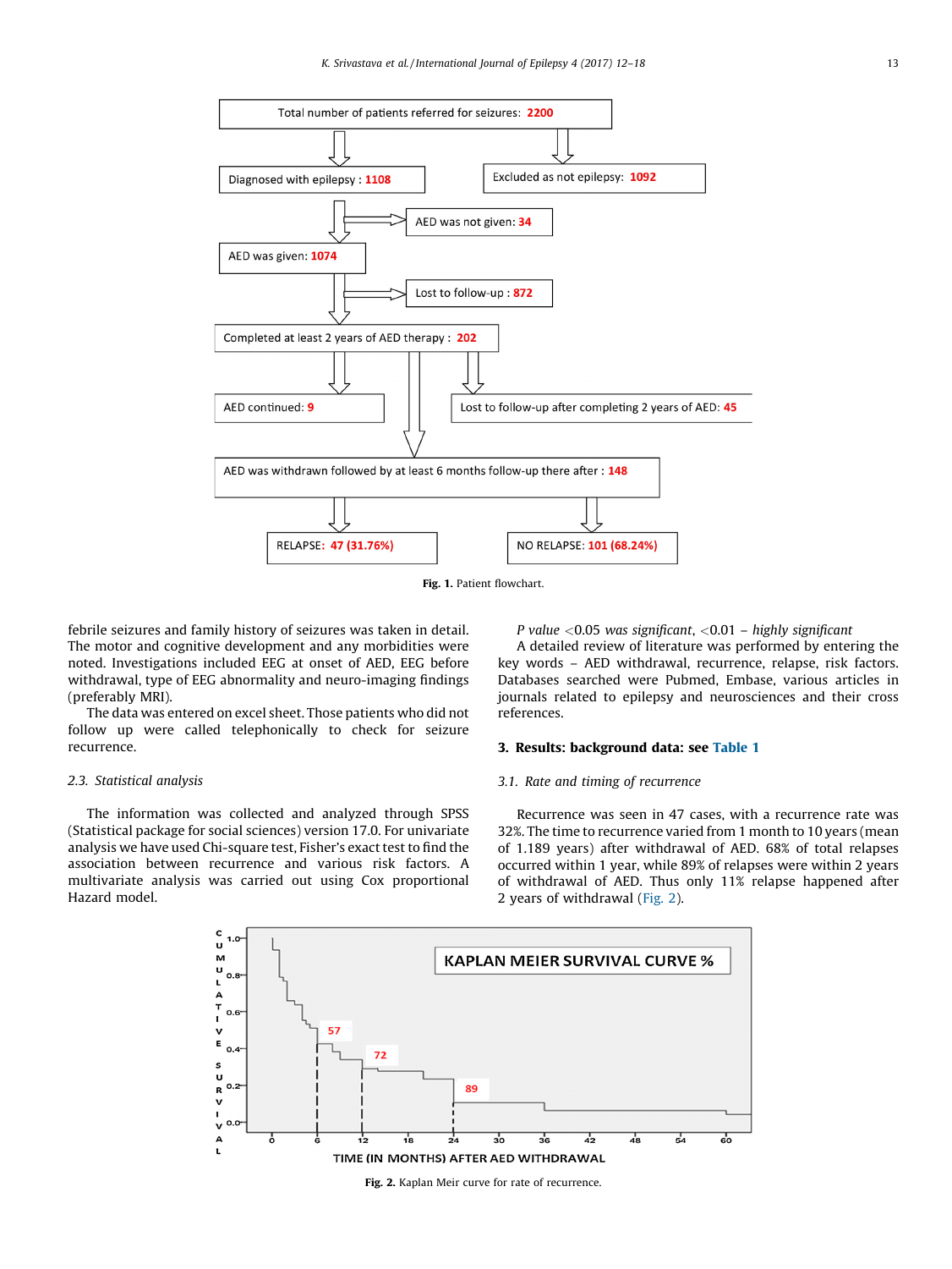Fig. 1. Patient flowchart.

febrile seizures and family history of seizures was taken in detail. The motor and cognitive development and any morbidities were noted. Investigations included EEG at onset of AED, EEG before withdrawal, type of EEG abnormality and neuro-imaging findings (preferably MRI).

The data was entered on excel sheet. Those patients who did not follow up were called telephonically to check for seizure recurrence.

### 2.3. Statistical analysis

The information was collected and analyzed through SPSS (Statistical package for social sciences) version 17.0. For univariate analysis we have used Chi-square test, Fisher's exact test to find the association between recurrence and various risk factors. A multivariate analysis was carried out using Cox proportional Hazard model.

*P value* $<0.05$ *was significant*, $<0.01$ – *highly significant*

A detailed review of literature was performed by entering the key words – AED withdrawal, recurrence, relapse, risk factors. Databases searched were Pubmed, Embase, various articles in journals related to epilepsy and neurosciences and their cross references.

## 3. Results: background data: see Table 1

### 3.1. Rate and timing of recurrence

Recurrence was seen in 47 cases, with a recurrence rate was 32%. The time to recurrence varied from 1 month to 10 years (mean of 1.189 years) after withdrawal of AED. 68% of total relapses occurred within 1 year, while 89% of relapses were within 2 years of withdrawal of AED. Thus only 11% relapse happened after 2 years of withdrawal (Fig. 2).

Fig. 2. Kaplan Meir curve for rate of recurrence.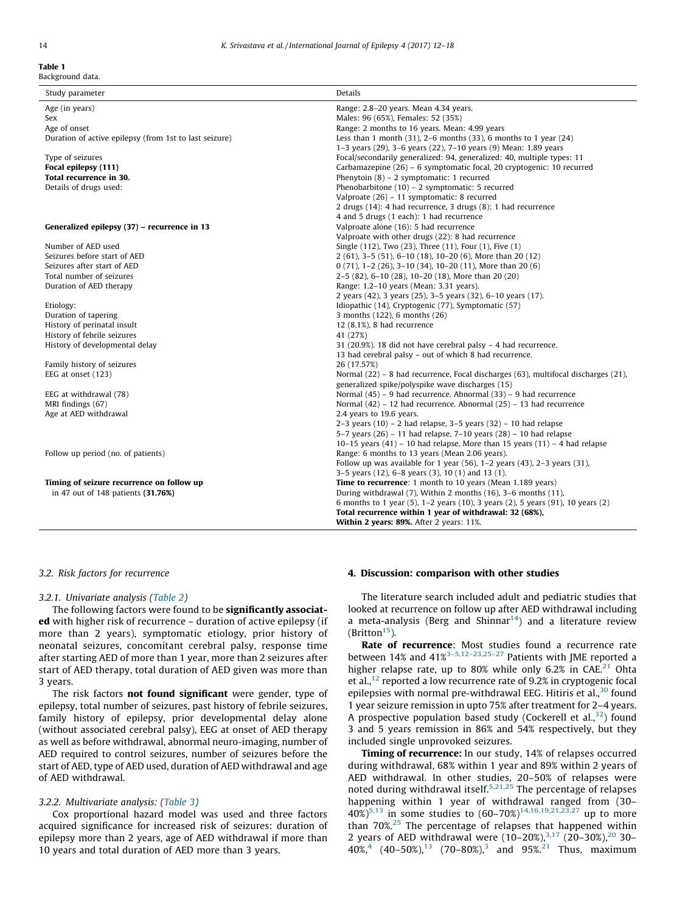**Table 1**
Background data.

| Study parameter | Details |
|---|---|
| Age (in years) | Range: 2.8–20 years. Mean 4.34 years. |
| Sex | Males: 96 (65%), Females: 52 (35%) |
| Age of onset | Range: 2 months to 16 years. Mean: 4.99 years |
| Duration of active epilepsy (from 1st to last seizure) | Less than 1 month (31), 2–6 months (33), 6 months to 1 year (24) 1–3 years (29), 3–6 years (22), 7–10 years (9) Mean: 1.89 years |
| Type of seizures | Focal/secondarily generalized: 94, generalized: 40, multiple types: 11 |
| **Focal epilepsy (111)** | Carbamazepine (26) – 6 symptomatic focal, 20 cryptogenic: 10 recurred |
| **Total recurrence in 30.** | Phenytoin (8) – 2 symptomatic: 1 recurred |
| Details of drugs used: | Phenobarbitone (10) – 2 symptomatic: 5 recurred |
| | Valproate (26) – 11 symptomatic: 8 recurred |
| | 2 drugs (14): 4 had recurrence, 3 drugs (8): 1 had recurrence |
| | 4 and 5 drugs (1 each): 1 had recurrence |
| **Generalized epilepsy (37) – recurrence in 13** | Valproate alone (16): 5 had recurrence |
| | Valproate with other drugs (22): 8 had recurrence |
| Number of AED used | Single (112), Two (23), Three (11), Four (1), Five (1) |
| Seizures before start of AED | 2 (61), 3–5 (51), 6–10 (18), 10–20 (6), More than 20 (12) |
| Seizures after start of AED | 0 (71), 1–2 (26), 3–10 (34), 10–20 (11), More than 20 (6) |
| Total number of seizures | 2–5 (82), 6–10 (28), 10–20 (18), More than 20 (20) |
| Duration of AED therapy | Range: 1.2–10 years (Mean: 3.31 years). 2 years (42), 3 years (25), 3–5 years (32), 6–10 years (17). |
| Etiology: | Idiopathic (14), Cryptogenic (77), Symptomatic (57) |
| Duration of tapering | 3 months (122), 6 months (26) |
| History of perinatal insult | 12 (8.1%), 8 had recurrence |
| History of febrile seizures | 41 (27%) |
| History of developmental delay | 31 (20.9%). 18 did not have cerebral palsy – 4 had recurrence. 13 had cerebral palsy – out of which 8 had recurrence. |
| Family history of seizures | 26 (17.57%) |
| EEG at onset (123) | Normal (22) – 8 had recurrence, Focal discharges (63), multifocal discharges (21), generalized spike/polyspike wave discharges (15) |
| EEG at withdrawal (78) | Normal (45) – 9 had recurrence. Abnormal (33) – 9 had recurrence |
| MRI findings (67) | Normal (42) – 12 had recurrence. Abnormal (25) – 13 had recurrence |
| Age at AED withdrawal | 2.4 years to 19.6 years. 2–3 years (10) – 2 had relapse, 3–5 years (32) – 10 had relapse 5–7 years (26) – 11 had relapse, 7–10 years (28) – 10 had relapse 10–15 years (41) – 10 had relapse, More than 15 years (11) – 4 had relapse |
| Follow up period (no. of patients) | Range: 6 months to 13 years (Mean 2.06 years). Follow up was available for 1 year (56), 1–2 years (43), 2–3 years (31), 3–5 years (12), 6–8 years (3), 10 (1) and 13 (1). |
| **Timing of seizure recurrence on follow up in 47 out of 148 patients (31.76%)** | **Time to recurrence**: 1 month to 10 years (Mean 1.189 years) During withdrawal (7), Within 2 months (16), 3–6 months (11), 6 months to 1 year (5), 1–2 years (10), 3 years (2), 5 years (91), 10 years (2) **Total recurrence within 1 year of withdrawal: 32 (68%), Within 2 years: 89%.** After 2 years: 11%. |

### 3.2. Risk factors for recurrence

#### 3.2.1. Univariate analysis (Table 2)

The following factors were found to be **significantly associated** with higher risk of recurrence – duration of active epilepsy (if more than 2 years), symptomatic etiology, prior history of neonatal seizures, concomitant cerebral palsy, response time after starting AED of more than 1 year, more than 2 seizures after start of AED therapy, total duration of AED given was more than 3 years.

The risk factors **not found significant** were gender, type of epilepsy, total number of seizures, past history of febrile seizures, family history of epilepsy, prior developmental delay alone (without associated cerebral palsy), EEG at onset of AED therapy as well as before withdrawal, abnormal neuro-imaging, number of AED required to control seizures, number of seizures before the start of AED, type of AED used, duration of AED withdrawal and age of AED withdrawal.

#### 3.2.2. Multivariate analysis: (Table 3)

Cox proportional hazard model was used and three factors acquired significance for increased risk of seizures: duration of epilepsy more than 2 years, age of AED withdrawal if more than 10 years and total duration of AED more than 3 years.

## 4. Discussion: comparison with other studies

The literature search included adult and pediatric studies that looked at recurrence on follow up after AED withdrawal including a meta-analysis (Berg and Shinnar[14]) and a literature review (Britton[15]).

**Rate of recurrence**: Most studies found a recurrence rate between 14% and 41%[3–5,12–23,25–27] Patients with JME reported a higher relapse rate, up to 80% while only 6.2% in CAE.[21] Ohta et al.,[12] reported a low recurrence rate of 9.2% in cryptogenic focal epilepsies with normal pre-withdrawal EEG. Hitiris et al.,[30] found 1 year seizure remission in upto 75% after treatment for 2–4 years. A prospective population based study (Cockerell et al.,[32]) found 3 and 5 years remission in 86% and 54% respectively, but they included single unprovoked seizures.

**Timing of recurrence:** In our study, 14% of relapses occurred during withdrawal, 68% within 1 year and 89% within 2 years of AED withdrawal. In other studies, 20–50% of relapses were noted during withdrawal itself.[5,21,25] The percentage of relapses happening within 1 year of withdrawal ranged from (30–40%)[5,13] in some studies to (60–70%)[14,16,19,21,23,27] up to more than 70%.[25] The percentage of relapses that happened within 2 years of AED withdrawal were (10–20%),[3,17] (20–30%),[20] 30–40%,[4] (40–50%),[13] (70–80%),[3] and 95%.[21] Thus, maximum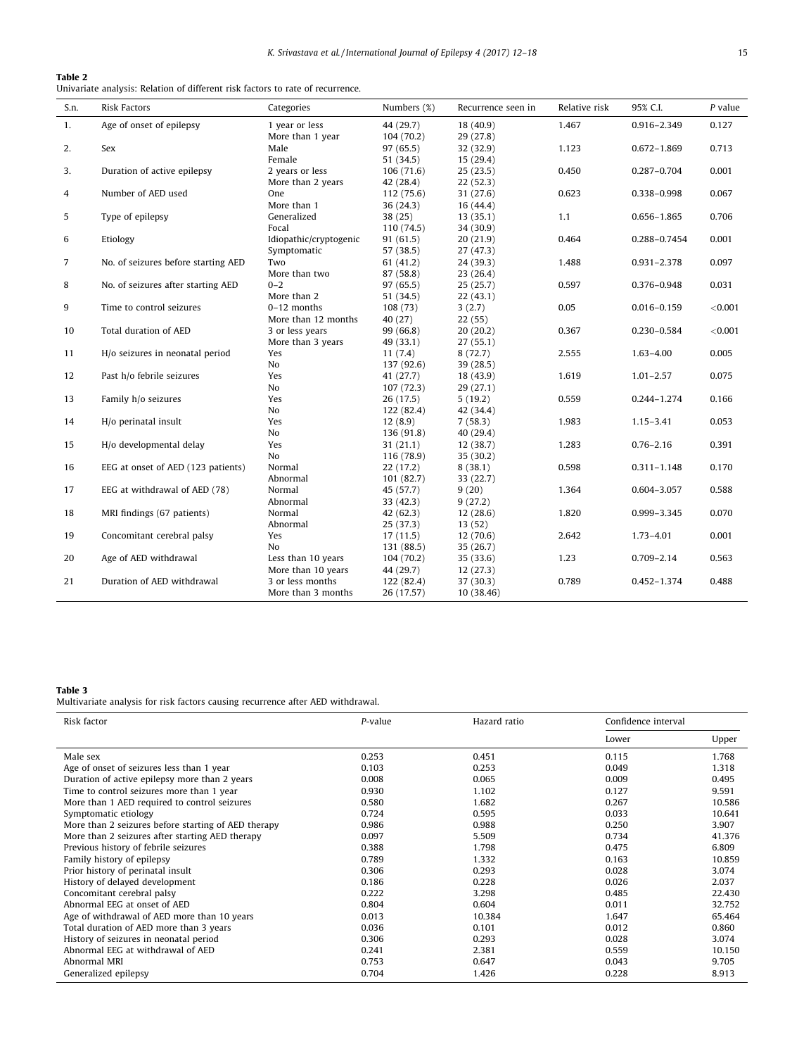**Table 2**
Univariate analysis: Relation of different risk factors to rate of recurrence.

| S.n. | Risk Factors | Categories | Numbers (%) | Recurrence seen in | Relative risk | 95% C.I. | *P* value |
|---|---|---|---|---|---|---|---|
| 1. | Age of onset of epilepsy | 1 year or less | 44 (29.7) | 18 (40.9) | 1.467 | 0.916–2.349 | 0.127 |
| | | More than 1 year | 104 (70.2) | 29 (27.8) | | | |
| 2. | Sex | Male | 97 (65.5) | 32 (32.9) | 1.123 | 0.672–1.869 | 0.713 |
| | | Female | 51 (34.5) | 15 (29.4) | | | |
| 3. | Duration of active epilepsy | 2 years or less | 106 (71.6) | 25 (23.5) | 0.450 | 0.287–0.704 | 0.001 |
| | | More than 2 years | 42 (28.4) | 22 (52.3) | | | |
| 4 | Number of AED used | One | 112 (75.6) | 31 (27.6) | 0.623 | 0.338–0.998 | 0.067 |
| | | More than 1 | 36 (24.3) | 16 (44.4) | | | |
| 5 | Type of epilepsy | Generalized | 38 (25) | 13 (35.1) | 1.1 | 0.656–1.865 | 0.706 |
| | | Focal | 110 (74.5) | 34 (30.9) | | | |
| 6 | Etiology | Idiopathic/cryptogenic | 91 (61.5) | 20 (21.9) | 0.464 | 0.288–0.7454 | 0.001 |
| | | Symptomatic | 57 (38.5) | 27 (47.3) | | | |
| 7 | No. of seizures before starting AED | Two | 61 (41.2) | 24 (39.3) | 1.488 | 0.931–2.378 | 0.097 |
| | | More than two | 87 (58.8) | 23 (26.4) | | | |
| 8 | No. of seizures after starting AED | 0–2 | 97 (65.5) | 25 (25.7) | 0.597 | 0.376–0.948 | 0.031 |
| | | More than 2 | 51 (34.5) | 22 (43.1) | | | |
| 9 | Time to control seizures | 0–12 months | 108 (73) | 3 (2.7) | 0.05 | 0.016–0.159 | <0.001 |
| | | More than 12 months | 40 (27) | 22 (55) | | | |
| 10 | Total duration of AED | 3 or less years | 99 (66.8) | 20 (20.2) | 0.367 | 0.230–0.584 | <0.001 |
| | | More than 3 years | 49 (33.1) | 27 (55.1) | | | |
| 11 | H/o seizures in neonatal period | Yes | 11 (7.4) | 8 (72.7) | 2.555 | 1.63–4.00 | 0.005 |
| | | No | 137 (92.6) | 39 (28.5) | | | |
| 12 | Past h/o febrile seizures | Yes | 41 (27.7) | 18 (43.9) | 1.619 | 1.01–2.57 | 0.075 |
| | | No | 107 (72.3) | 29 (27.1) | | | |
| 13 | Family h/o seizures | Yes | 26 (17.5) | 5 (19.2) | 0.559 | 0.244–1.274 | 0.166 |
| | | No | 122 (82.4) | 42 (34.4) | | | |
| 14 | H/o perinatal insult | Yes | 12 (8.9) | 7 (58.3) | 1.983 | 1.15–3.41 | 0.053 |
| | | No | 136 (91.8) | 40 (29.4) | | | |
| 15 | H/o developmental delay | Yes | 31 (21.1) | 12 (38.7) | 1.283 | 0.76–2.16 | 0.391 |
| | | No | 116 (78.9) | 35 (30.2) | | | |
| 16 | EEG at onset of AED (123 patients) | Normal | 22 (17.2) | 8 (38.1) | 0.598 | 0.311–1.148 | 0.170 |
| | | Abnormal | 101 (82.7) | 33 (22.7) | | | |
| 17 | EEG at withdrawal of AED (78) | Normal | 45 (57.7) | 9 (20) | 1.364 | 0.604–3.057 | 0.588 |
| | | Abnormal | 33 (42.3) | 9 (27.2) | | | |
| 18 | MRI findings (67 patients) | Normal | 42 (62.3) | 12 (28.6) | 1.820 | 0.999–3.345 | 0.070 |
| | | Abnormal | 25 (37.3) | 13 (52) | | | |
| 19 | Concomitant cerebral palsy | Yes | 17 (11.5) | 12 (70.6) | 2.642 | 1.73–4.01 | 0.001 |
| | | No | 131 (88.5) | 35 (26.7) | | | |
| 20 | Age of AED withdrawal | Less than 10 years | 104 (70.2) | 35 (33.6) | 1.23 | 0.709–2.14 | 0.563 |
| | | More than 10 years | 44 (29.7) | 12 (27.3) | | | |
| 21 | Duration of AED withdrawal | 3 or less months | 122 (82.4) | 37 (30.3) | 0.789 | 0.452–1.374 | 0.488 |
| | | More than 3 months | 26 (17.57) | 10 (38.46) | | | |

**Table 3**
Multivariate analysis for risk factors causing recurrence after AED withdrawal.

| Risk factor | *P*-value | Hazard ratio | Confidence interval | |
|---|---|---|---|---|
| | | | Lower | Upper |
| Male sex | 0.253 | 0.451 | 0.115 | 1.768 |
| Age of onset of seizures less than 1 year | 0.103 | 0.253 | 0.049 | 1.318 |
| Duration of active epilepsy more than 2 years | 0.008 | 0.065 | 0.009 | 0.495 |
| Time to control seizures more than 1 year | 0.930 | 1.102 | 0.127 | 9.591 |
| More than 1 AED required to control seizures | 0.580 | 1.682 | 0.267 | 10.586 |
| Symptomatic etiology | 0.724 | 0.595 | 0.033 | 10.641 |
| More than 2 seizures before starting of AED therapy | 0.986 | 0.988 | 0.250 | 3.907 |
| More than 2 seizures after starting AED therapy | 0.097 | 5.509 | 0.734 | 41.376 |
| Previous history of febrile seizures | 0.388 | 1.798 | 0.475 | 6.809 |
| Family history of epilepsy | 0.789 | 1.332 | 0.163 | 10.859 |
| Prior history of perinatal insult | 0.306 | 0.293 | 0.028 | 3.074 |
| History of delayed development | 0.186 | 0.228 | 0.026 | 2.037 |
| Concomitant cerebral palsy | 0.222 | 3.298 | 0.485 | 22.430 |
| Abnormal EEG at onset of AED | 0.804 | 0.604 | 0.011 | 32.752 |
| Age of withdrawal of AED more than 10 years | 0.013 | 10.384 | 1.647 | 65.464 |
| Total duration of AED more than 3 years | 0.036 | 0.101 | 0.012 | 0.860 |
| History of seizures in neonatal period | 0.306 | 0.293 | 0.028 | 3.074 |
| Abnormal EEG at withdrawal of AED | 0.241 | 2.381 | 0.559 | 10.150 |
| Abnormal MRI | 0.753 | 0.647 | 0.043 | 9.705 |
| Generalized epilepsy | 0.704 | 1.426 | 0.228 | 8.913 |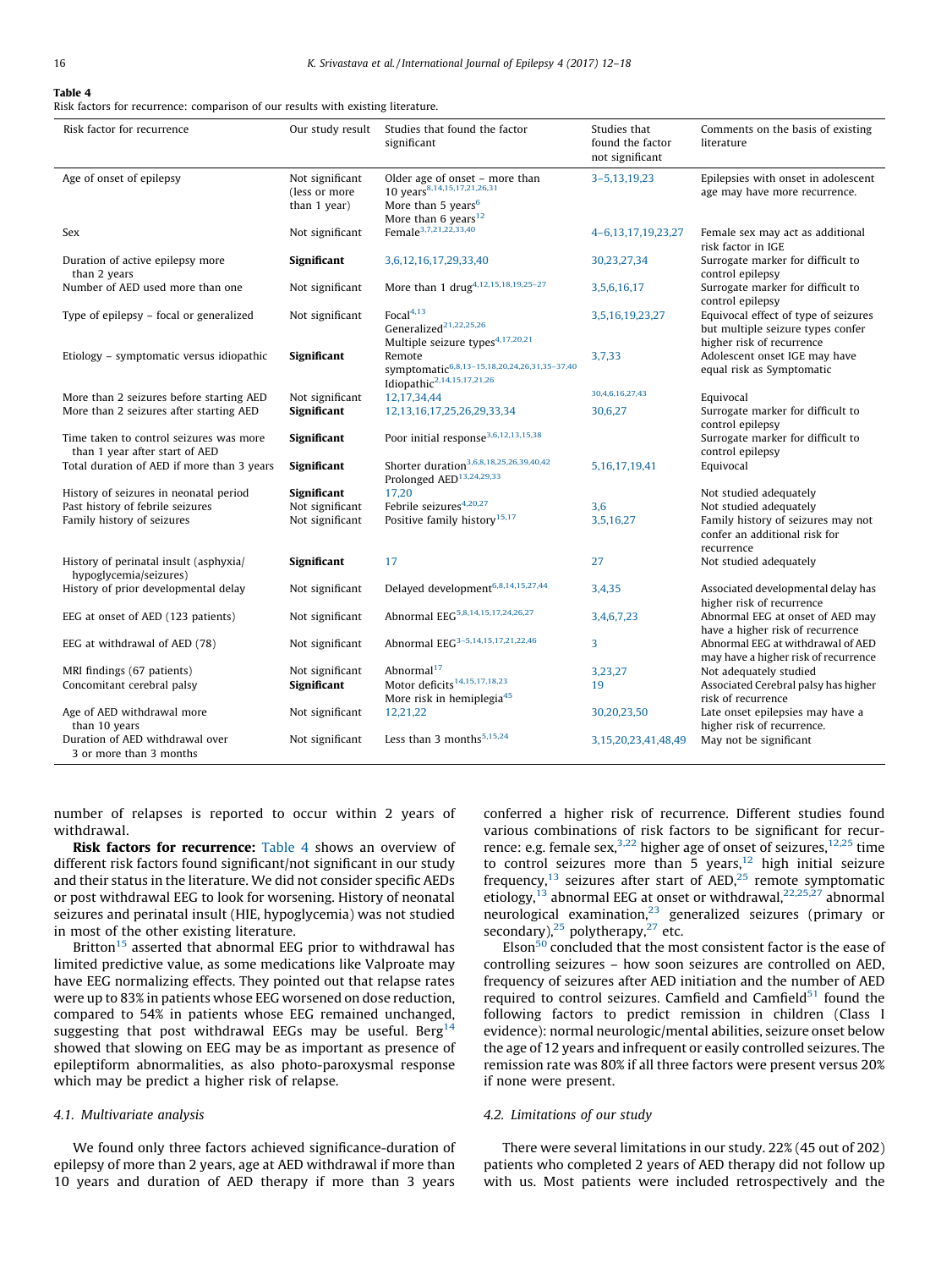**Table 4**
Risk factors for recurrence: comparison of our results with existing literature.

| Risk factor for recurrence | Our study result | Studies that found the factor significant | Studies that found the factor not significant | Comments on the basis of existing literature |
|---|---|---|---|---|
| Age of onset of epilepsy | Not significant (less or more than 1 year) | Older age of onset – more than 10 years[8,14,15,17,21,26,31] More than 5 years[6] More than 6 years[12] | 3–5,13,19,23 | Epilepsies with onset in adolescent age may have more recurrence. |
| Sex | Not significant | Female[3,7,21,22,33,40] | 4–6,13,17,19,23,27 | Female sex may act as additional risk factor in IGE |
| Duration of active epilepsy more than 2 years | **Significant** | 3,6,12,16,17,29,33,40 | 30,23,27,34 | Surrogate marker for difficult to control epilepsy |
| Number of AED used more than one | Not significant | More than 1 drug[4,12,15,18,19,25–27] | 3,5,6,16,17 | Surrogate marker for difficult to control epilepsy |
| Type of epilepsy – focal or generalized | Not significant | Focal[4,13] Generalized[21,22,25,26] Multiple seizure types[4,17,20,21] | 3,5,16,19,23,27 | Equivocal effect of type of seizures but multiple seizure types confer higher risk of recurrence |
| Etiology – symptomatic versus idiopathic | **Significant** | Remote symptomatic[6,8,13–15,18,20,24,26,31,35–37,40] Idiopathic[2,14,15,17,21,26] | 3,7,33 | Adolescent onset IGE may have equal risk as Symptomatic |
| More than 2 seizures before starting AED | Not significant | 12,17,34,44 | 30,4,6,16,27,43 | Equivocal |
| More than 2 seizures after starting AED | **Significant** | 12,13,16,17,25,26,29,33,34 | 30,6,27 | Surrogate marker for difficult to control epilepsy |
| Time taken to control seizures was more than 1 year after start of AED | **Significant** | Poor initial response[3,6,12,13,15,38] | | Surrogate marker for difficult to control epilepsy |
| Total duration of AED if more than 3 years | **Significant** | Shorter duration[3,6,8,18,25,26,39,40,42] Prolonged AED[13,24,29,33] | 5,16,17,19,41 | Equivocal |
| History of seizures in neonatal period | **Significant** | 17,20 | | Not studied adequately |
| Past history of febrile seizures | Not significant | Febrile seizures[4,20,27] | 3,6 | Not studied adequately |
| Family history of seizures | Not significant | Positive family history[15,17] | 3,5,16,27 | Family history of seizures may not confer an additional risk for recurrence |
| History of perinatal insult (asphyxia/hypoglycemia/seizures) | **Significant** | 17 | 27 | Not studied adequately |
| History of prior developmental delay | Not significant | Delayed development[6,8,14,15,27,44] | 3,4,35 | Associated developmental delay has higher risk of recurrence |
| EEG at onset of AED (123 patients) | Not significant | Abnormal EEG[5,8,14,15,17,24,26,27] | 3,4,6,7,23 | Abnormal EEG at onset of AED may have a higher risk of recurrence |
| EEG at withdrawal of AED (78) | Not significant | Abnormal EEG[3–5,14,15,17,21,22,46] | 3 | Abnormal EEG at withdrawal of AED may have a higher risk of recurrence |
| MRI findings (67 patients) | Not significant | Abnormal[17] | 3,23,27 | Not adequately studied |
| Concomitant cerebral palsy | **Significant** | Motor deficits[14,15,17,18,23] More risk in hemiplegia[45] | 19 | Associated Cerebral palsy has higher risk of recurrence |
| Age of AED withdrawal more than 10 years | Not significant | 12,21,22 | 30,20,23,50 | Late onset epilepsies may have a higher risk of recurrence. |
| Duration of AED withdrawal over 3 or more than 3 months | Not significant | Less than 3 months[5,15,24] | 3,15,20,23,41,48,49 | May not be significant |

number of relapses is reported to occur within 2 years of withdrawal.

**Risk factors for recurrence:** Table 4 shows an overview of different risk factors found significant/not significant in our study and their status in the literature. We did not consider specific AEDs or post withdrawal EEG to look for worsening. History of neonatal seizures and perinatal insult (HIE, hypoglycemia) was not studied in most of the other existing literature.

Britton[15] asserted that abnormal EEG prior to withdrawal has limited predictive value, as some medications like Valproate may have EEG normalizing effects. They pointed out that relapse rates were up to 83% in patients whose EEG worsened on dose reduction, compared to 54% in patients whose EEG remained unchanged, suggesting that post withdrawal EEGs may be useful. Berg[14] showed that slowing on EEG may be as important as presence of epileptiform abnormalities, as also photo-paroxysmal response which may be predict a higher risk of relapse.

### 4.1. Multivariate analysis

We found only three factors achieved significance-duration of epilepsy of more than 2 years, age at AED withdrawal if more than 10 years and duration of AED therapy if more than 3 years conferred a higher risk of recurrence. Different studies found various combinations of risk factors to be significant for recurrence: e.g. female sex,[3,22] higher age of onset of seizures,[12,25] time to control seizures more than 5 years,[12] high initial seizure frequency,[13] seizures after start of AED,[25] remote symptomatic etiology,[13] abnormal EEG at onset or withdrawal,[22,25,27] abnormal neurological examination,[23] generalized seizures (primary or secondary),[25] polytherapy,[27] etc.

Elson[50] concluded that the most consistent factor is the ease of controlling seizures – how soon seizures are controlled on AED, frequency of seizures after AED initiation and the number of AED required to control seizures. Camfield and Camfield[51] found the following factors to predict remission in children (Class I evidence): normal neurologic/mental abilities, seizure onset below the age of 12 years and infrequent or easily controlled seizures. The remission rate was 80% if all three factors were present versus 20% if none were present.

### 4.2. Limitations of our study

There were several limitations in our study. 22% (45 out of 202) patients who completed 2 years of AED therapy did not follow up with us. Most patients were included retrospectively and the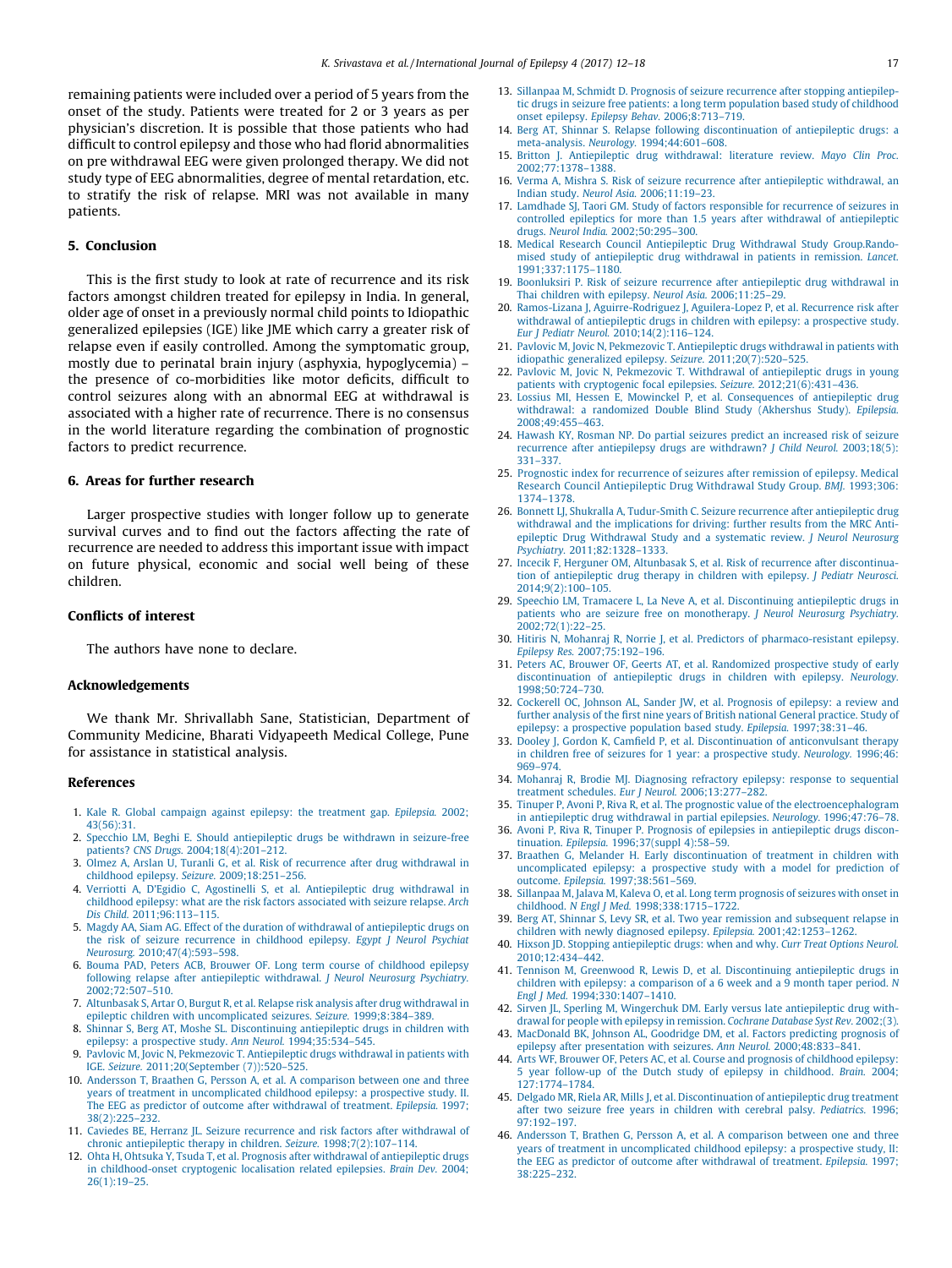remaining patients were included over a period of 5 years from the onset of the study. Patients were treated for 2 or 3 years as per physician's discretion. It is possible that those patients who had difficult to control epilepsy and those who had florid abnormalities on pre withdrawal EEG were given prolonged therapy. We did not study type of EEG abnormalities, degree of mental retardation, etc. to stratify the risk of relapse. MRI was not available in many patients.

## 5. Conclusion

This is the first study to look at rate of recurrence and its risk factors amongst children treated for epilepsy in India. In general, older age of onset in a previously normal child points to Idiopathic generalized epilepsies (IGE) like JME which carry a greater risk of relapse even if easily controlled. Among the symptomatic group, mostly due to perinatal brain injury (asphyxia, hypoglycemia) – the presence of co-morbidities like motor deficits, difficult to control seizures along with an abnormal EEG at withdrawal is associated with a higher rate of recurrence. There is no consensus in the world literature regarding the combination of prognostic factors to predict recurrence.

## 6. Areas for further research

Larger prospective studies with longer follow up to generate survival curves and to find out the factors affecting the rate of recurrence are needed to address this important issue with impact on future physical, economic and social well being of these children.

## Conflicts of interest

The authors have none to declare.

## Acknowledgements

We thank Mr. Shrivallabh Sane, Statistician, Department of Community Medicine, Bharati Vidyapeeth Medical College, Pune for assistance in statistical analysis.

## References

1. Kale R. Global campaign against epilepsy: the treatment gap. *Epilepsia.* 2002; 43(56):31.
2. Specchio LM, Beghi E. Should antiepileptic drugs be withdrawn in seizure-free patients? *CNS Drugs.* 2004;18(4):201–212.
3. Olmez A, Arslan U, Turanli G, et al. Risk of recurrence after drug withdrawal in childhood epilepsy. *Seizure.* 2009;18:251–256.
4. Verriotti A, D'Egidio C, Agostinelli S, et al. Antiepileptic drug withdrawal in childhood epilepsy: what are the risk factors associated with seizure relapse. *Arch Dis Child.* 2011;96:113–115.
5. Magdy AA, Siam AG. Effect of the duration of withdrawal of antiepileptic drugs on the risk of seizure recurrence in childhood epilepsy. *Egypt J Neurol Psychiat Neurosurg.* 2010;47(4):593–598.
6. Bouma PAD, Peters ACB, Brouwer OF. Long term course of childhood epilepsy following relapse after antiepileptic withdrawal. *J Neurol Neurosurg Psychiatry.* 2002;72:507–510.
7. Altunbasak S, Artar O, Burgut R, et al. Relapse risk analysis after drug withdrawal in epileptic children with uncomplicated seizures. *Seizure.* 1999;8:384–389.
8. Shinnar S, Berg AT, Moshe SL. Discontinuing antiepileptic drugs in children with epilepsy: a prospective study. *Ann Neurol.* 1994;35:534–545.
9. Pavlovic M, Jovic N, Pekmezovic T. Antiepileptic drugs withdrawal in patients with IGE. *Seizure.* 2011;20(September (7)):520–525.
10. Andersson T, Braathen G, Persson A, et al. A comparison between one and three years of treatment in uncomplicated childhood epilepsy: a prospective study. II. The EEG as predictor of outcome after withdrawal of treatment. *Epilepsia.* 1997; 38(2):225–232.
11. Caviedes BE, Herranz JL. Seizure recurrence and risk factors after withdrawal of chronic antiepileptic therapy in children. *Seizure.* 1998;7(2):107–114.
12. Ohta H, Ohtsuka Y, Tsuda T, et al. Prognosis after withdrawal of antiepileptic drugs in childhood-onset cryptogenic localisation related epilepsies. *Brain Dev.* 2004; 26(1):19–25.
13. Sillanpaa M, Schmidt D. Prognosis of seizure recurrence after stopping antiepileptic drugs in seizure free patients: a long term population based study of childhood onset epilepsy. *Epilepsy Behav.* 2006;8:713–719.
14. Berg AT, Shinnar S. Relapse following discontinuation of antiepileptic drugs: a meta-analysis. *Neurology.* 1994;44:601–608.
15. Britton J. Antiepileptic drug withdrawal: literature review. *Mayo Clin Proc.* 2002;77:1378–1388.
16. Verma A, Mishra S. Risk of seizure recurrence after antiepileptic withdrawal, an Indian study. *Neurol Asia.* 2006;11:19–23.
17. Lamdhade SJ, Taori GM. Study of factors responsible for recurrence of seizures in controlled epileptics for more than 1.5 years after withdrawal of antiepileptic drugs. *Neurol India.* 2002;50:295–300.
18. Medical Research Council Antiepileptic Drug Withdrawal Study Group.Randomised study of antiepileptic drug withdrawal in patients in remission. *Lancet.* 1991;337:1175–1180.
19. Boonluksiri P. Risk of seizure recurrence after antiepileptic drug withdrawal in Thai children with epilepsy. *Neurol Asia.* 2006;11:25–29.
20. Ramos-Lizana J, Aguirre-Rodriguez J, Aguilera-Lopez P, et al. Recurrence risk after withdrawal of antiepileptic drugs in children with epilepsy: a prospective study. *Eur J Pediatr Neurol.* 2010;14(2):116–124.
21. Pavlovic M, Jovic N, Pekmezovic T. Antiepileptic drugs withdrawal in patients with idiopathic generalized epilepsy. *Seizure.* 2011;20(7):520–525.
22. Pavlovic M, Jovic N, Pekmezovic T. Withdrawal of antiepileptic drugs in young patients with cryptogenic focal epilepsies. *Seizure.* 2012;21(6):431–436.
23. Lossius MI, Hessen E, Mowinckel P, et al. Consequences of antiepileptic drug withdrawal: a randomized Double Blind Study (Akershus Study). *Epilepsia.* 2008;49:455–463.
24. Hawash KY, Rosman NP. Do partial seizures predict an increased risk of seizure recurrence after antiepilepsy drugs are withdrawn? *J Child Neurol.* 2003;18(5): 331–337.
25. Prognostic index for recurrence of seizures after remission of epilepsy. Medical Research Council Antiepileptic Drug Withdrawal Study Group. *BMJ.* 1993;306: 1374–1378.
26. Bonnett LJ, Shukralla A, Tudur-Smith C. Seizure recurrence after antiepileptic drug withdrawal and the implications for driving: further results from the MRC Antiepileptic Drug Withdrawal Study and a systematic review. *J Neurol Neurosurg Psychiatry.* 2011;82:1328–1333.
27. Incecik F, Herguner OM, Altunbasak S, et al. Risk of recurrence after discontinuation of antiepileptic drug therapy in children with epilepsy. *J Pediatr Neurosci.* 2014;9(2):100–105.
29. Speechio LM, Tramacere L, La Neve A, et al. Discontinuing antiepileptic drugs in patients who are seizure free on monotherapy. *J Neurol Neurosurg Psychiatry.* 2002;72(1):22–25.
30. Hitiris N, Mohanraj R, Norrie J, et al. Predictors of pharmaco-resistant epilepsy. *Epilepsy Res.* 2007;75:192–196.
31. Peters AC, Brouwer OF, Geerts AT, et al. Randomized prospective study of early discontinuation of antiepileptic drugs in children with epilepsy. *Neurology.* 1998;50:724–730.
32. Cockerell OC, Johnson AL, Sander JW, et al. Prognosis of epilepsy: a review and further analysis of the first nine years of British national General practice. Study of epilepsy: a prospective population based study. *Epilepsia.* 1997;38:31–46.
33. Dooley J, Gordon K, Camfield P, et al. Discontinuation of anticonvulsant therapy in children free of seizures for 1 year: a prospective study. *Neurology.* 1996;46: 969–974.
34. Mohanraj R, Brodie MJ. Diagnosing refractory epilepsy: response to sequential treatment schedules. *Eur J Neurol.* 2006;13:277–282.
35. Tinuper P, Avoni P, Riva R, et al. The prognostic value of the electroencephalogram in antiepileptic drug withdrawal in partial epilepsies. *Neurology.* 1996;47:76–78.
36. Avoni P, Riva R, Tinuper P. Prognosis of epilepsies in antiepileptic drugs discontinuation. *Epilepsia.* 1996;37(suppl 4):58–59.
37. Braathen G, Melander H. Early discontinuation of treatment in children with uncomplicated epilepsy: a prospective study with a model for prediction of outcome. *Epilepsia.* 1997;38:561–569.
38. Sillanpaa M, Jalava M, Kaleva O, et al. Long term prognosis of seizures with onset in childhood. *N Engl J Med.* 1998;338:1715–1722.
39. Berg AT, Shinnar S, Levy SR, et al. Two year remission and subsequent relapse in children with newly diagnosed epilepsy. *Epilepsia.* 2001;42:1253–1262.
40. Hixson JD. Stopping antiepileptic drugs: when and why. *Curr Treat Options Neurol.* 2010;12:434–442.
41. Tennison M, Greenwood R, Lewis D, et al. Discontinuing antiepileptic drugs in children with epilepsy: a comparison of a 6 week and a 9 month taper period. *N Engl J Med.* 1994;330:1407–1410.
42. Sirven JL, Sperling M, Wingerchuk DM. Early versus late antiepileptic drug withdrawal for people with epilepsy in remission. *Cochrane Database Syst Rev.* 2002;(3).
43. MacDonald BK, Johnson AL, Goodridge DM, et al. Factors predicting prognosis of epilepsy after presentation with seizures. *Ann Neurol.* 2000;48:833–841.
44. Arts WF, Brouwer OF, Peters AC, et al. Course and prognosis of childhood epilepsy: 5 year follow-up of the Dutch study of epilepsy in childhood. *Brain.* 2004; 127:1774–1784.
45. Delgado MR, Riela AR, Mills J, et al. Discontinuation of antiepileptic drug treatment after two seizure free years in children with cerebral palsy. *Pediatrics.* 1996; 97:192–197.
46. Andersson T, Brathen G, Persson A, et al. A comparison between one and three years of treatment in uncomplicated childhood epilepsy: a prospective study, II: the EEG as predictor of outcome after withdrawal of treatment. *Epilepsia.* 1997; 38:225–232.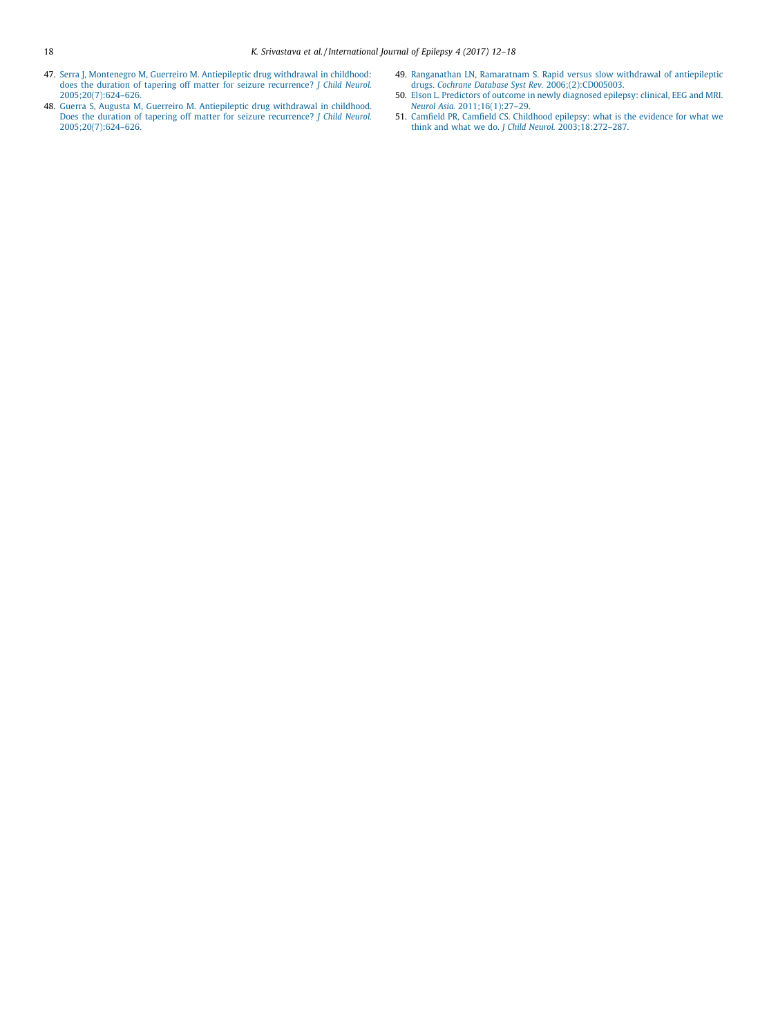47. Serra J, Montenegro M, Guerreiro M. Antiepileptic drug withdrawal in childhood: does the duration of tapering off matter for seizure recurrence? *J Child Neurol*. 2005;20(7):624–626.
48. Guerra S, Augusta M, Guerreiro M. Antiepileptic drug withdrawal in childhood. Does the duration of tapering off matter for seizure recurrence? *J Child Neurol*. 2005;20(7):624–626.
49. Ranganathan LN, Ramaratnam S. Rapid versus slow withdrawal of antiepileptic drugs. *Cochrane Database Syst Rev*. 2006;(2):CD005003.
50. Elson L. Predictors of outcome in newly diagnosed epilepsy: clinical, EEG and MRI. *Neurol Asia*. 2011;16(1):27–29.
51. Camfield PR, Camfield CS. Childhood epilepsy: what is the evidence for what we think and what we do. *J Child Neurol*. 2003;18:272–287.